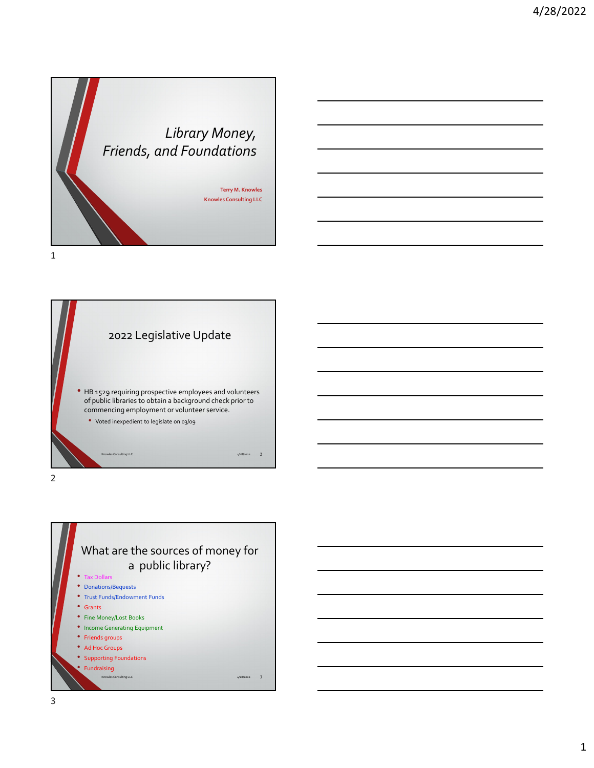# Library Money, Friends, and Foundations

**Terry M. Knowles**
**Knowles Consulting LLC**

## 2022 Legislative Update

- HB 1529 requiring prospective employees and volunteers of public libraries to obtain a background check prior to commencing employment or volunteer service.
  - Voted inexpedient to legislate on 03/09

## What are the sources of money for a public library?

- Tax Dollars
- Donations/Bequests
- Trust Funds/Endowment Funds
- Grants
- Fine Money/Lost Books
- Income Generating Equipment
- Friends groups
- Ad Hoc Groups
- Supporting Foundations
- Fundraising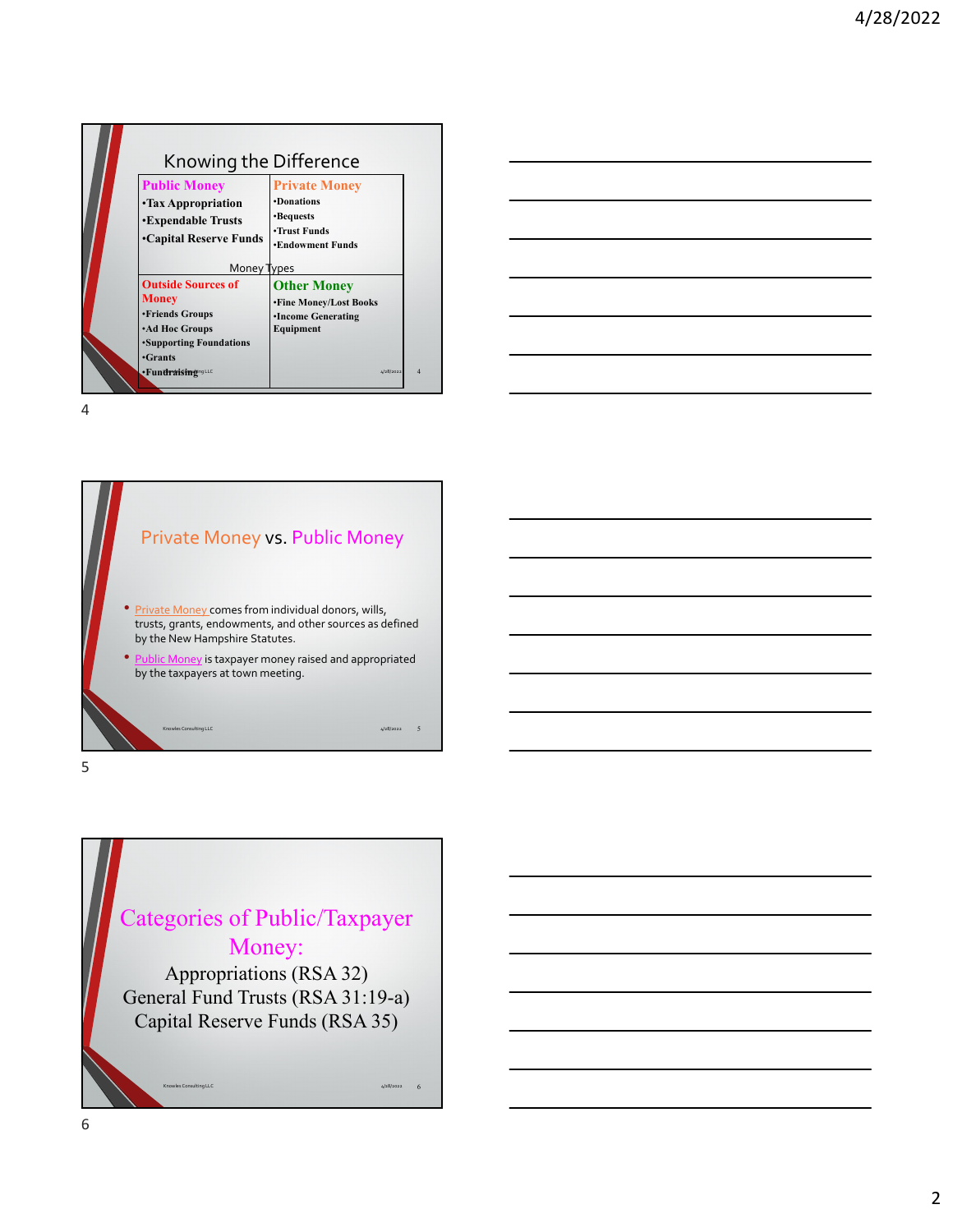## Knowing the Difference

| Public Money | Private Money |
|---|---|
| •Tax Appropriation<br>•Expendable Trusts<br>•Capital Reserve Funds | •Donations<br>•Bequests<br>•Trust Funds<br>•Endowment Funds |

Money Types

| Outside Sources of Money | Other Money |
|---|---|
| •Friends Groups<br>•Ad Hoc Groups<br>•Supporting Foundations<br>•Grants<br>•Fundraising | •Fine Money/Lost Books<br>•Income Generating Equipment |

## Private Money vs. Public Money

- Private Money comes from individual donors, wills, trusts, grants, endowments, and other sources as defined by the New Hampshire Statutes.
- Public Money is taxpayer money raised and appropriated by the taxpayers at town meeting.

## Categories of Public/Taxpayer Money:

Appropriations (RSA 32)
General Fund Trusts (RSA 31:19-a)
Capital Reserve Funds (RSA 35)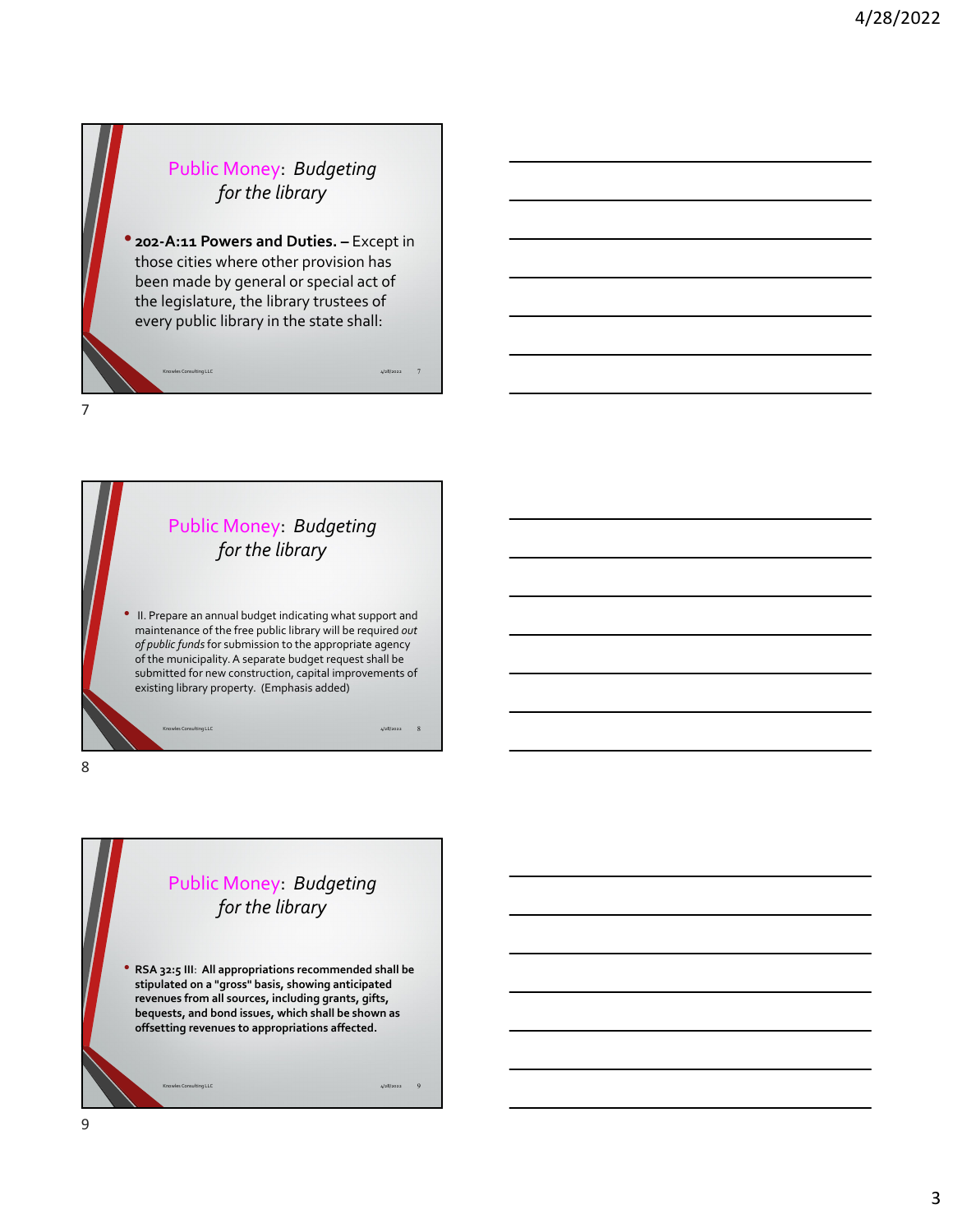## Public Money: *Budgeting for the library*

- **202-A:11 Powers and Duties.** – Except in those cities where other provision has been made by general or special act of the legislature, the library trustees of every public library in the state shall:

## Public Money: *Budgeting for the library*

- II. Prepare an annual budget indicating what support and maintenance of the free public library will be required *out of public funds* for submission to the appropriate agency of the municipality. A separate budget request shall be submitted for new construction, capital improvements of existing library property. (Emphasis added)

## Public Money: *Budgeting for the library*

- **RSA 32:5 III: All appropriations recommended shall be stipulated on a "gross" basis, showing anticipated revenues from all sources, including grants, gifts, bequests, and bond issues, which shall be shown as offsetting revenues to appropriations affected.**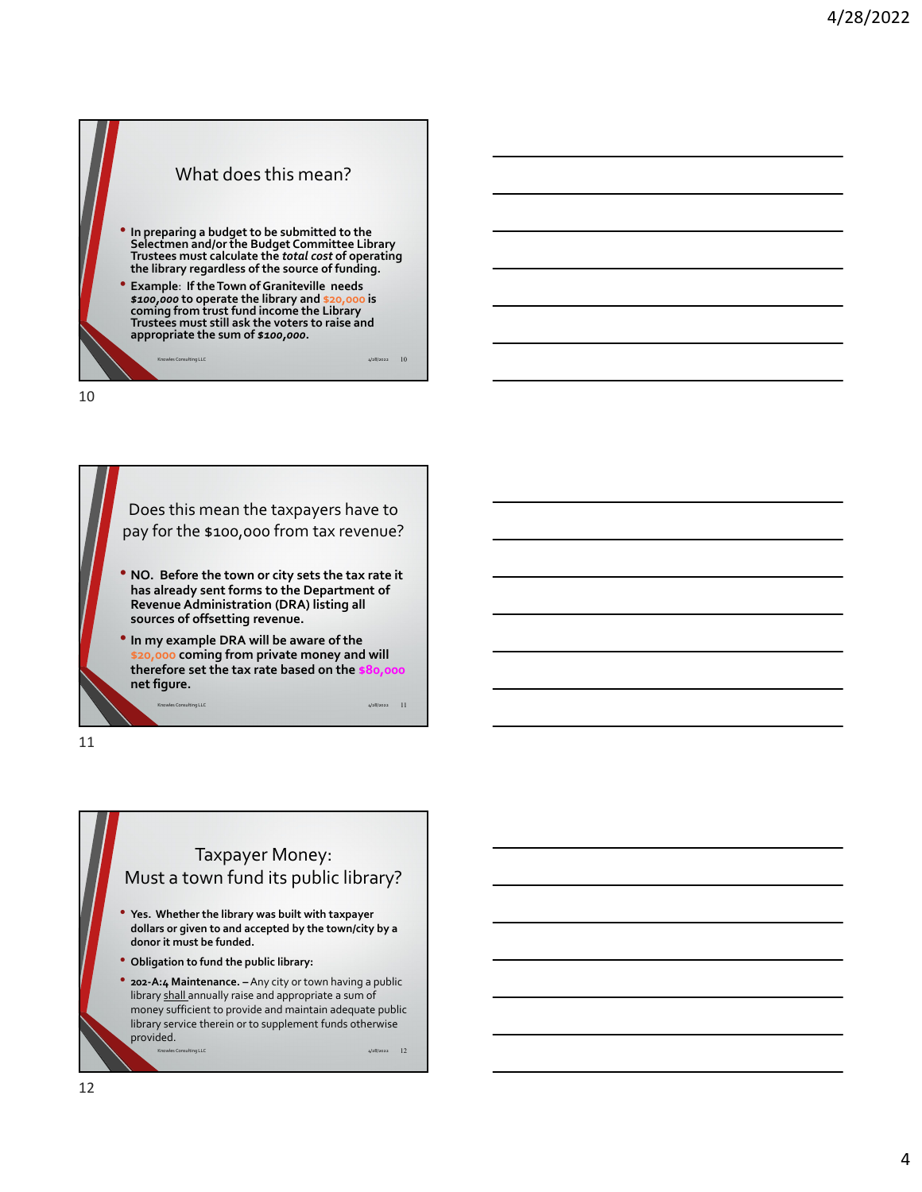## What does this mean?

- **In preparing a budget to be submitted to the Selectmen and/or the Budget Committee Library Trustees must calculate the *total cost* of operating the library regardless of the source of funding.**
- **Example: If the Town of Graniteville needs *$100,000* to operate the library and $20,000 is coming from trust fund income the Library Trustees must still ask the voters to raise and appropriate the sum of *$100,000*.**

## Does this mean the taxpayers have to pay for the $100,000 from tax revenue?

- **NO. Before the town or city sets the tax rate it has already sent forms to the Department of Revenue Administration (DRA) listing all sources of offsetting revenue.**
- **In my example DRA will be aware of the $20,000 coming from private money and will therefore set the tax rate based on the $80,000 net figure.**

## Taxpayer Money: Must a town fund its public library?

- **Yes. Whether the library was built with taxpayer dollars or given to and accepted by the town/city by a donor it must be funded.**
- **Obligation to fund the public library:**
- **202-A:4 Maintenance.** – Any city or town having a public library shall annually raise and appropriate a sum of money sufficient to provide and maintain adequate public library service therein or to supplement funds otherwise provided.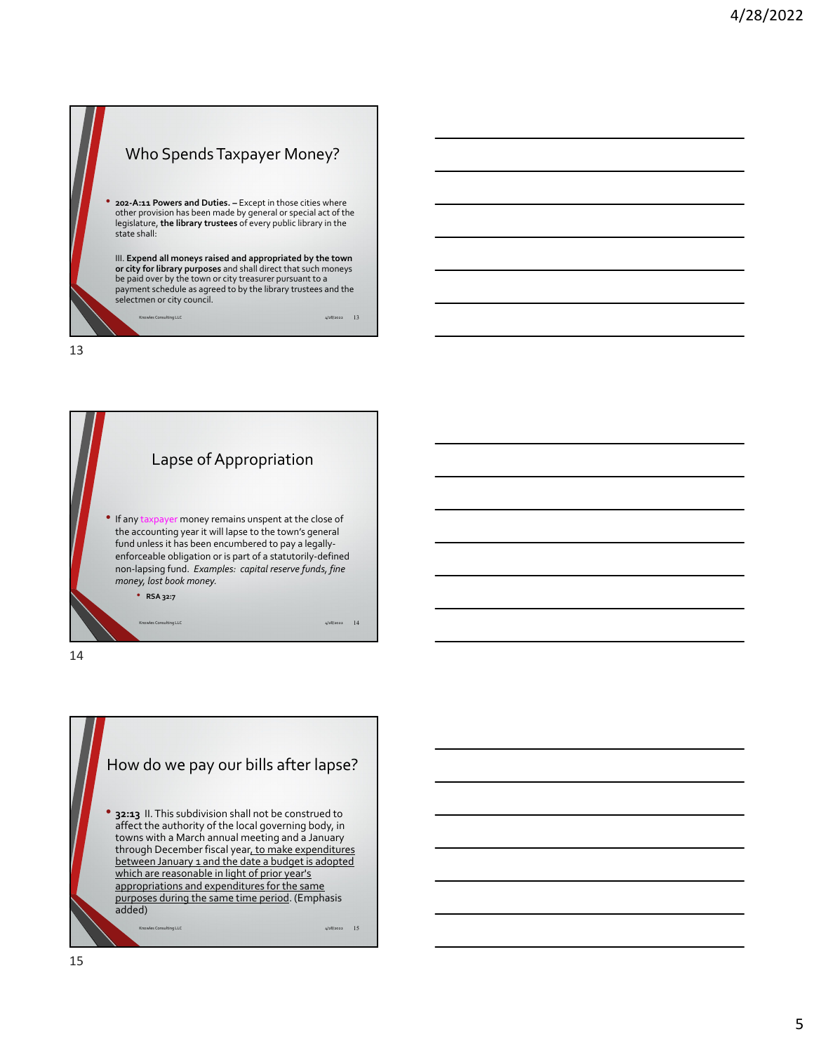## Who Spends Taxpayer Money?

- **202-A:11 Powers and Duties.** – Except in those cities where other provision has been made by general or special act of the legislature, **the library trustees** of every public library in the state shall:

  III. **Expend all moneys raised and appropriated by the town or city for library purposes** and shall direct that such moneys be paid over by the town or city treasurer pursuant to a payment schedule as agreed to by the library trustees and the selectmen or city council.

## Lapse of Appropriation

- If any taxpayer money remains unspent at the close of the accounting year it will lapse to the town's general fund unless it has been encumbered to pay a legally-enforceable obligation or is part of a statutorily-defined non-lapsing fund. *Examples: capital reserve funds, fine money, lost book money.*
  - **RSA 32:7**

## How do we pay our bills after lapse?

- **32:13** II. This subdivision shall not be construed to affect the authority of the local governing body, in towns with a March annual meeting and a January through December fiscal year, to make expenditures between January 1 and the date a budget is adopted which are reasonable in light of prior year's appropriations and expenditures for the same purposes during the same time period. (Emphasis added)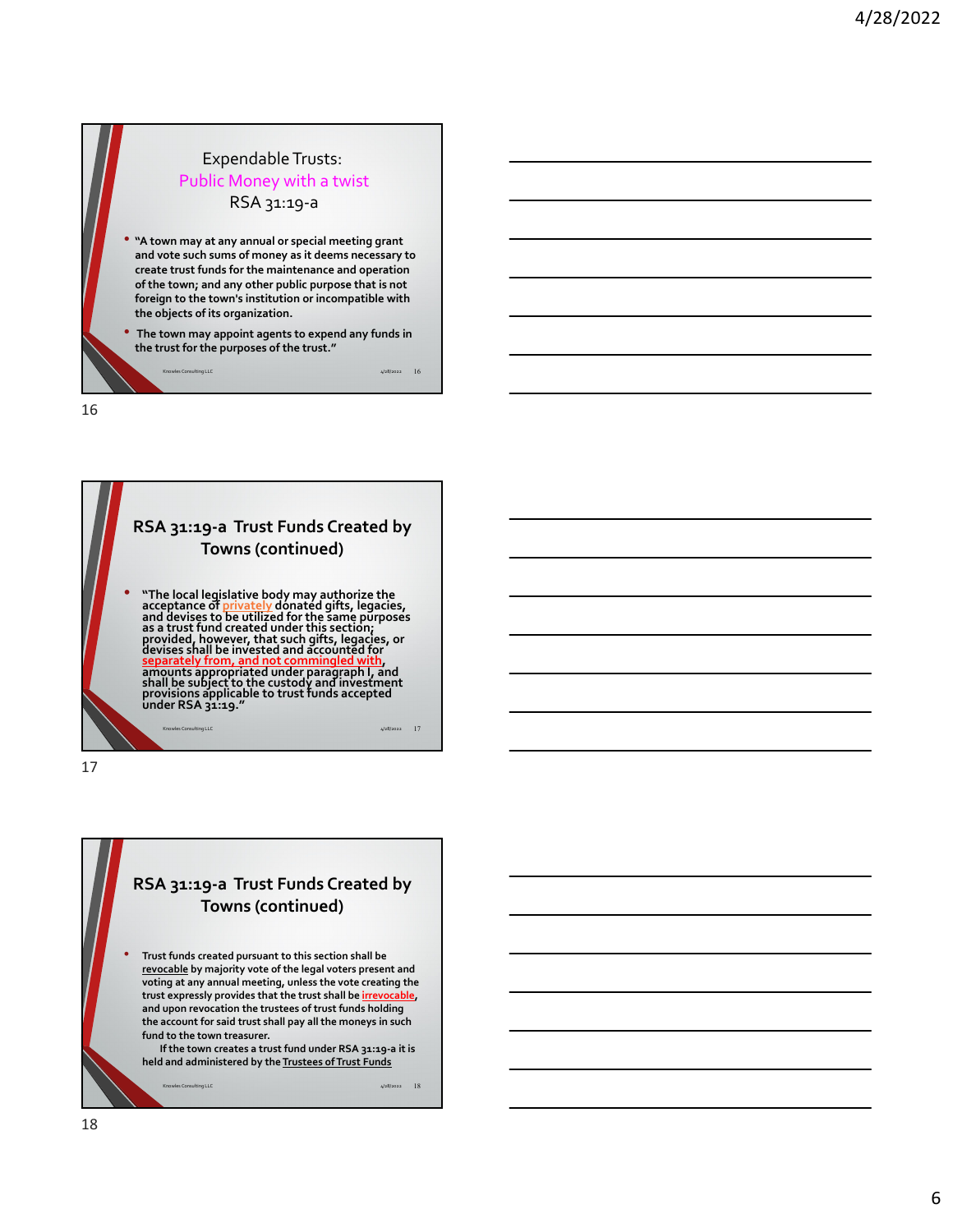## Expendable Trusts: Public Money with a twist RSA 31:19-a

- "A town may at any annual or special meeting grant and vote such sums of money as it deems necessary to create trust funds for the maintenance and operation of the town; and any other public purpose that is not foreign to the town's institution or incompatible with the objects of its organization.
- The town may appoint agents to expend any funds in the trust for the purposes of the trust."

## RSA 31:19-a Trust Funds Created by Towns (continued)

- "The local legislative body may authorize the acceptance of privately donated gifts, legacies, and devises to be utilized for the same purposes as a trust fund created under this section; provided, however, that such gifts, legacies, or devises shall be invested and accounted for separately from, and not commingled with, amounts appropriated under paragraph I, and shall be subject to the custody and investment provisions applicable to trust funds accepted under RSA 31:19."

## RSA 31:19-a Trust Funds Created by Towns (continued)

- Trust funds created pursuant to this section shall be revocable by majority vote of the legal voters present and voting at any annual meeting, unless the vote creating the trust expressly provides that the trust shall be irrevocable, and upon revocation the trustees of trust funds holding the account for said trust shall pay all the moneys in such fund to the town treasurer.

  If the town creates a trust fund under RSA 31:19-a it is held and administered by the Trustees of Trust Funds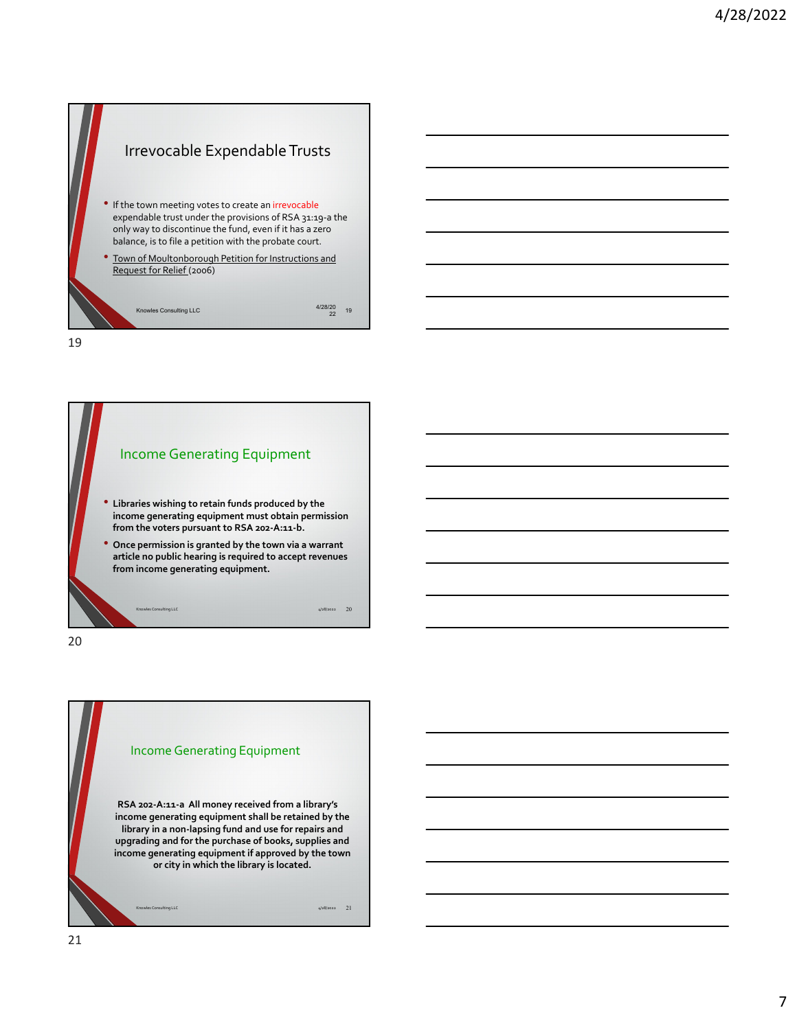## Irrevocable Expendable Trusts

- If the town meeting votes to create an irrevocable expendable trust under the provisions of RSA 31:19-a the only way to discontinue the fund, even if it has a zero balance, is to file a petition with the probate court.
- Town of Moultonborough Petition for Instructions and Request for Relief (2006)

## Income Generating Equipment

- **Libraries wishing to retain funds produced by the income generating equipment must obtain permission from the voters pursuant to RSA 202-A:11-b.**
- **Once permission is granted by the town via a warrant article no public hearing is required to accept revenues from income generating equipment.**

## Income Generating Equipment

**RSA 202-A:11-a All money received from a library's income generating equipment shall be retained by the library in a non-lapsing fund and use for repairs and upgrading and for the purchase of books, supplies and income generating equipment if approved by the town or city in which the library is located.**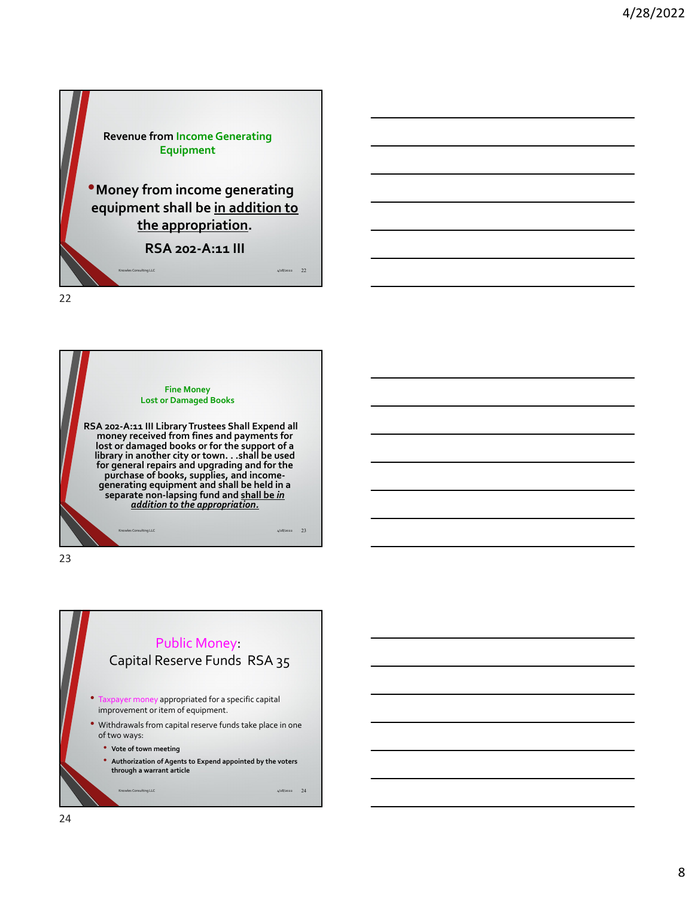## Revenue from Income Generating Equipment

- Money from income generating equipment shall be in addition to the appropriation.

**RSA 202-A:11 III**

## Fine Money Lost or Damaged Books

**RSA 202-A:11 III Library Trustees Shall Expend all money received from fines and payments for lost or damaged books or for the support of a library in another city or town. . .shall be used for general repairs and upgrading and for the purchase of books, supplies, and income-generating equipment and shall be held in a separate non-lapsing fund and shall be *in addition to the appropriation.***

## Public Money: Capital Reserve Funds RSA 35

- Taxpayer money appropriated for a specific capital improvement or item of equipment.
- Withdrawals from capital reserve funds take place in one of two ways:
  - **Vote of town meeting**
  - **Authorization of Agents to Expend appointed by the voters through a warrant article**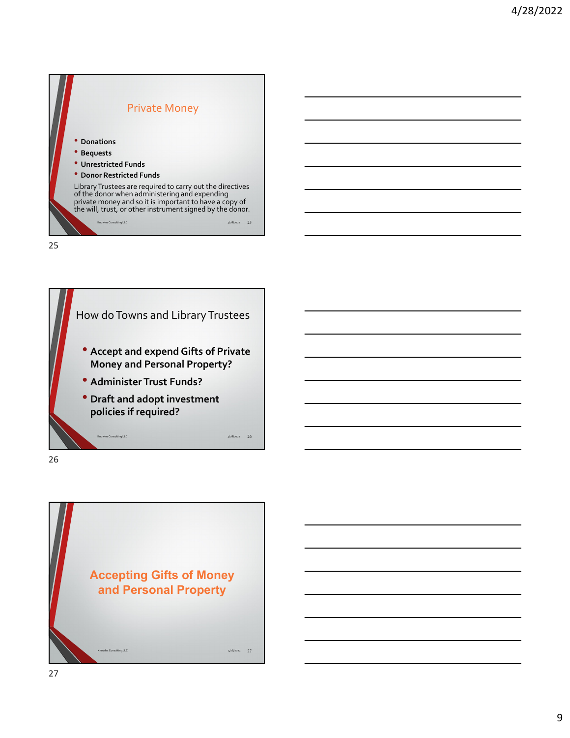## Private Money

- **Donations**
- **Bequests**
- **Unrestricted Funds**
- **Donor Restricted Funds**

Library Trustees are required to carry out the directives of the donor when administering and expending private money and so it is important to have a copy of the will, trust, or other instrument signed by the donor.

## How do Towns and Library Trustees

- **Accept and expend Gifts of Private Money and Personal Property?**
- **Administer Trust Funds?**
- **Draft and adopt investment policies if required?**

## Accepting Gifts of Money and Personal Property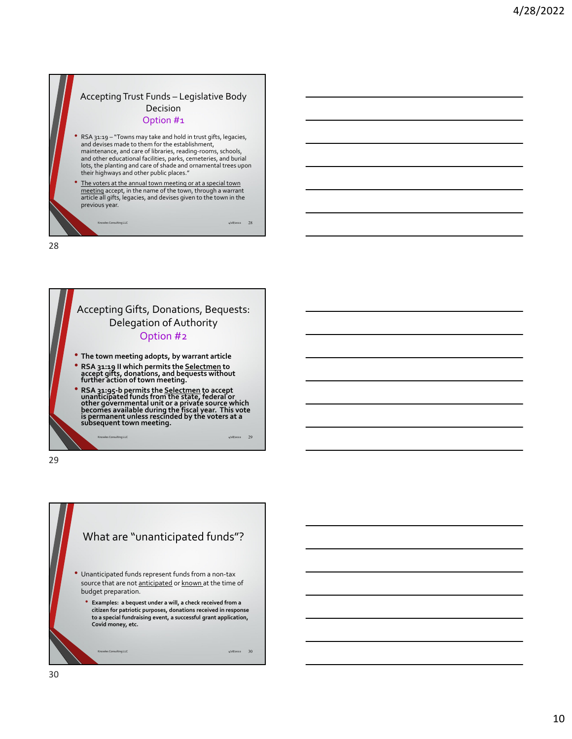## Accepting Trust Funds – Legislative Body Decision
### Option #1

- RSA 31:19 – "Towns may take and hold in trust gifts, legacies, and devises made to them for the establishment, maintenance, and care of libraries, reading-rooms, schools, and other educational facilities, parks, cemeteries, and burial lots, the planting and care of shade and ornamental trees upon their highways and other public places."
- The voters at the annual town meeting or at a special town meeting accept, in the name of the town, through a warrant article all gifts, legacies, and devises given to the town in the previous year.

## Accepting Gifts, Donations, Bequests: Delegation of Authority
### Option #2

- **The town meeting adopts, by warrant article**
- **RSA 31:19 II which permits the Selectmen to accept gifts, donations, and bequests without further action of town meeting.**
- **RSA 31:95-b permits the Selectmen to accept unanticipated funds from the state, federal or other governmental unit or a private source which becomes available during the fiscal year. This vote is permanent unless rescinded by the voters at a subsequent town meeting.**

## What are "unanticipated funds"?

- Unanticipated funds represent funds from a non-tax source that are not anticipated or known at the time of budget preparation.
  - **Examples: a bequest under a will, a check received from a citizen for patriotic purposes, donations received in response to a special fundraising event, a successful grant application, Covid money, etc.**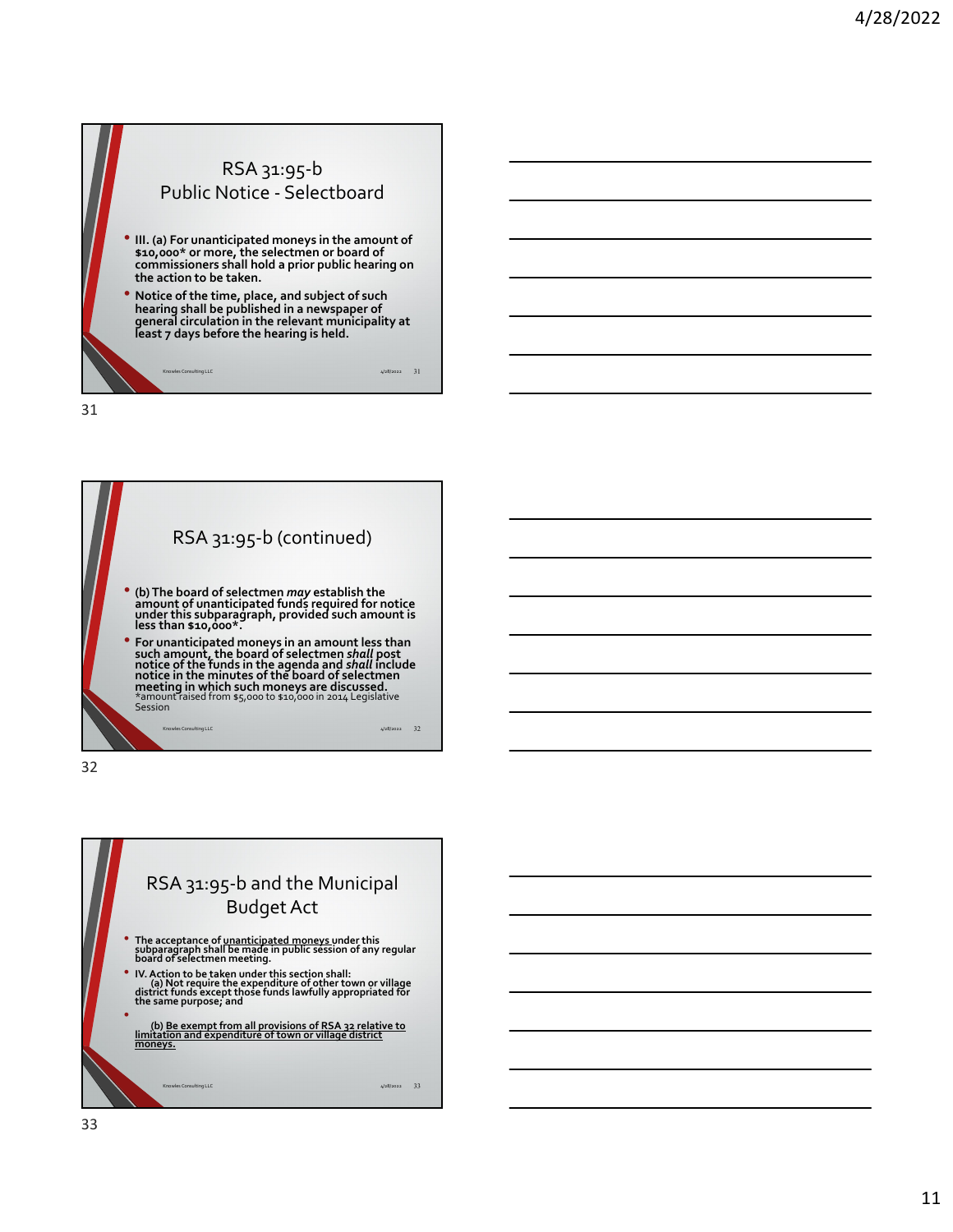## RSA 31:95-b Public Notice - Selectboard

- **III. (a) For unanticipated moneys in the amount of $10,000* or more, the selectmen or board of commissioners shall hold a prior public hearing on the action to be taken.**
- **Notice of the time, place, and subject of such hearing shall be published in a newspaper of general circulation in the relevant municipality at least 7 days before the hearing is held.**

## RSA 31:95-b (continued)

- **(b) The board of selectmen *may* establish the amount of unanticipated funds required for notice under this subparagraph, provided such amount is less than $10,000*.**
- **For unanticipated moneys in an amount less than such amount, the board of selectmen *shall* post notice of the funds in the agenda and *shall* include notice in the minutes of the board of selectmen meeting in which such moneys are discussed.**

  *amount raised from $5,000 to $10,000 in 2014 Legislative Session

## RSA 31:95-b and the Municipal Budget Act

- **The acceptance of unanticipated moneys under this subparagraph shall be made in public session of any regular board of selectmen meeting.**
- **IV. Action to be taken under this section shall:**
  **(a) Not require the expenditure of other town or village district funds except those funds lawfully appropriated for the same purpose; and**
- **(b) Be exempt from all provisions of RSA 32 relative to limitation and expenditure of town or village district moneys.**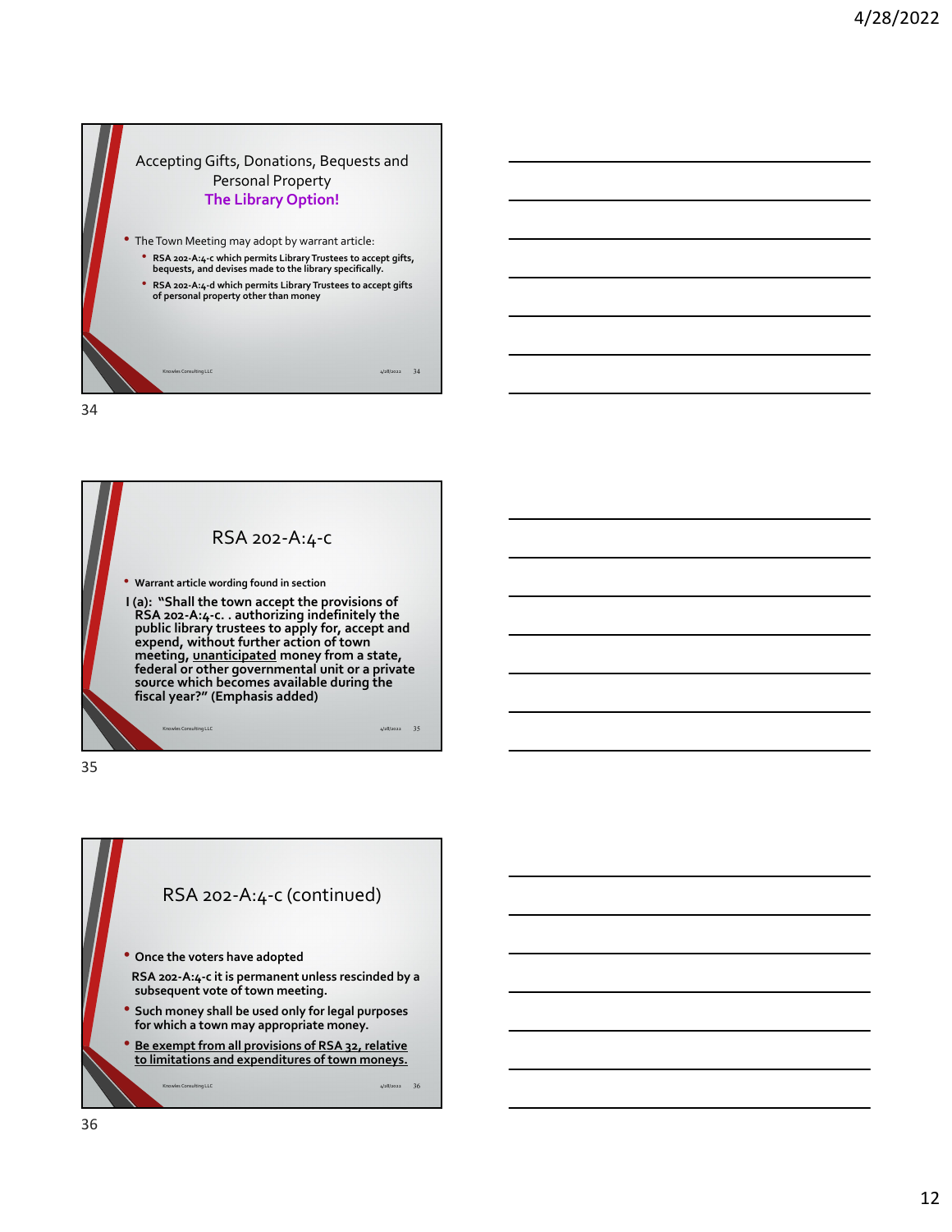## Accepting Gifts, Donations, Bequests and Personal Property

### The Library Option!

- The Town Meeting may adopt by warrant article:
  - **RSA 202-A:4-c which permits Library Trustees to accept gifts, bequests, and devises made to the library specifically.**
  - **RSA 202-A:4-d which permits Library Trustees to accept gifts of personal property other than money**

## RSA 202-A:4-c

- **Warrant article wording found in section**

**I (a): "Shall the town accept the provisions of RSA 202-A:4-c. . authorizing indefinitely the public library trustees to apply for, accept and expend, without further action of town meeting, <u>unanticipated</u> money from a state, federal or other governmental unit or a private source which becomes available during the fiscal year?" (Emphasis added)**

## RSA 202-A:4-c (continued)

- **Once the voters have adopted**

**RSA 202-A:4-c it is permanent unless rescinded by a subsequent vote of town meeting.**

- **Such money shall be used only for legal purposes for which a town may appropriate money.**
- **<u>Be exempt from all provisions of RSA 32, relative to limitations and expenditures of town moneys.</u>**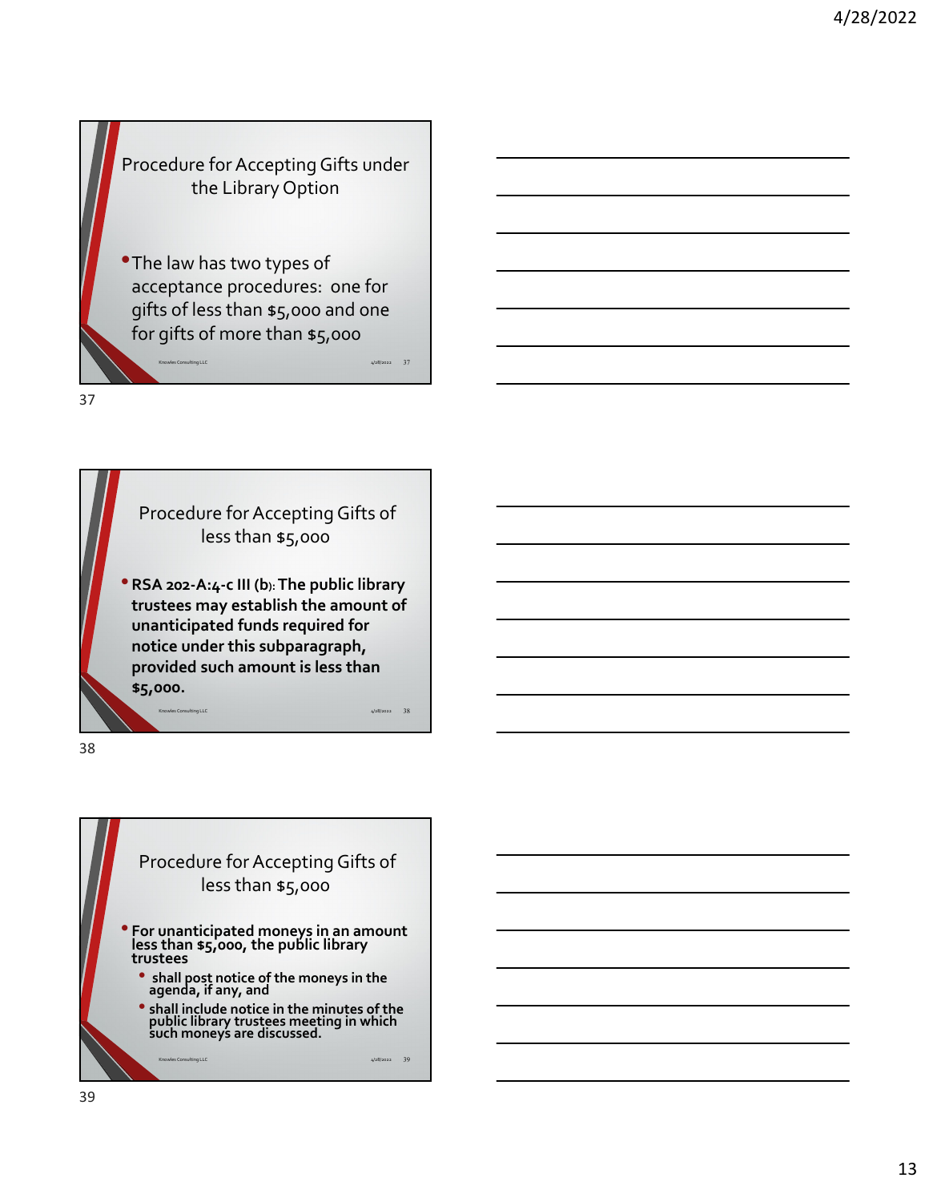## Procedure for Accepting Gifts under the Library Option

- The law has two types of acceptance procedures: one for gifts of less than $5,000 and one for gifts of more than $5,000

## Procedure for Accepting Gifts of less than $5,000

- **RSA 202-A:4-c III (b): The public library trustees may establish the amount of unanticipated funds required for notice under this subparagraph, provided such amount is less than $5,000.**

## Procedure for Accepting Gifts of less than $5,000

- **For unanticipated moneys in an amount less than $5,000, the public library trustees**
  - **shall post notice of the moneys in the agenda, if any, and**
  - **shall include notice in the minutes of the public library trustees meeting in which such moneys are discussed.**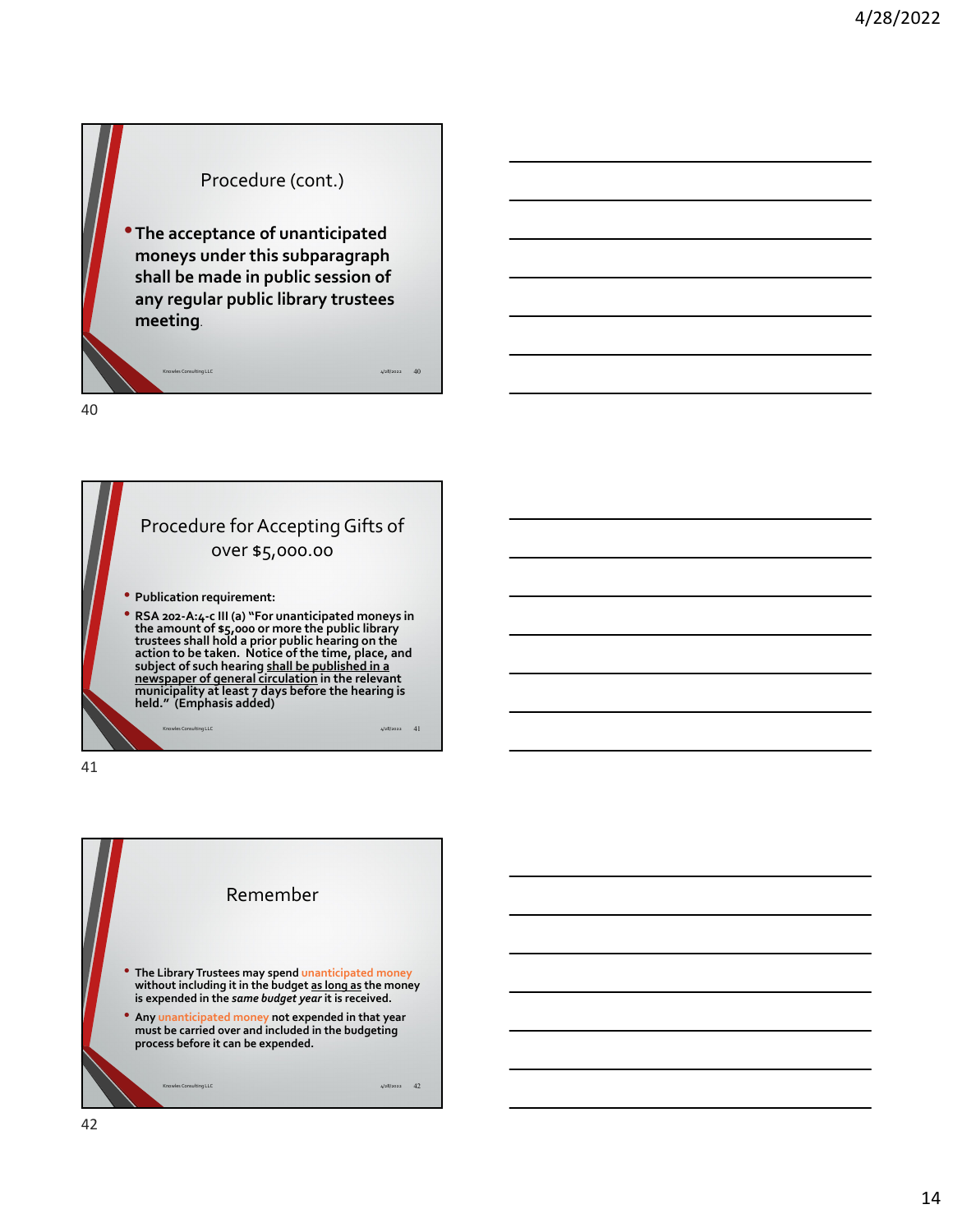## Procedure (cont.)

- **The acceptance of unanticipated moneys under this subparagraph shall be made in public session of any regular public library trustees meeting.**

## Procedure for Accepting Gifts of over $5,000.00

- **Publication requirement:**
- **RSA 202-A:4-c III (a) "For unanticipated moneys in the amount of $5,000 or more the public library trustees shall hold a prior public hearing on the action to be taken. Notice of the time, place, and subject of such hearing <u>shall be published in a newspaper of general circulation</u> in the relevant municipality at least 7 days before the hearing is held." (Emphasis added)**

## Remember

- **The Library Trustees may spend unanticipated money without including it in the budget <u>as long as</u> the money is expended in the *same budget year* it is received.**
- **Any unanticipated money not expended in that year must be carried over and included in the budgeting process before it can be expended.**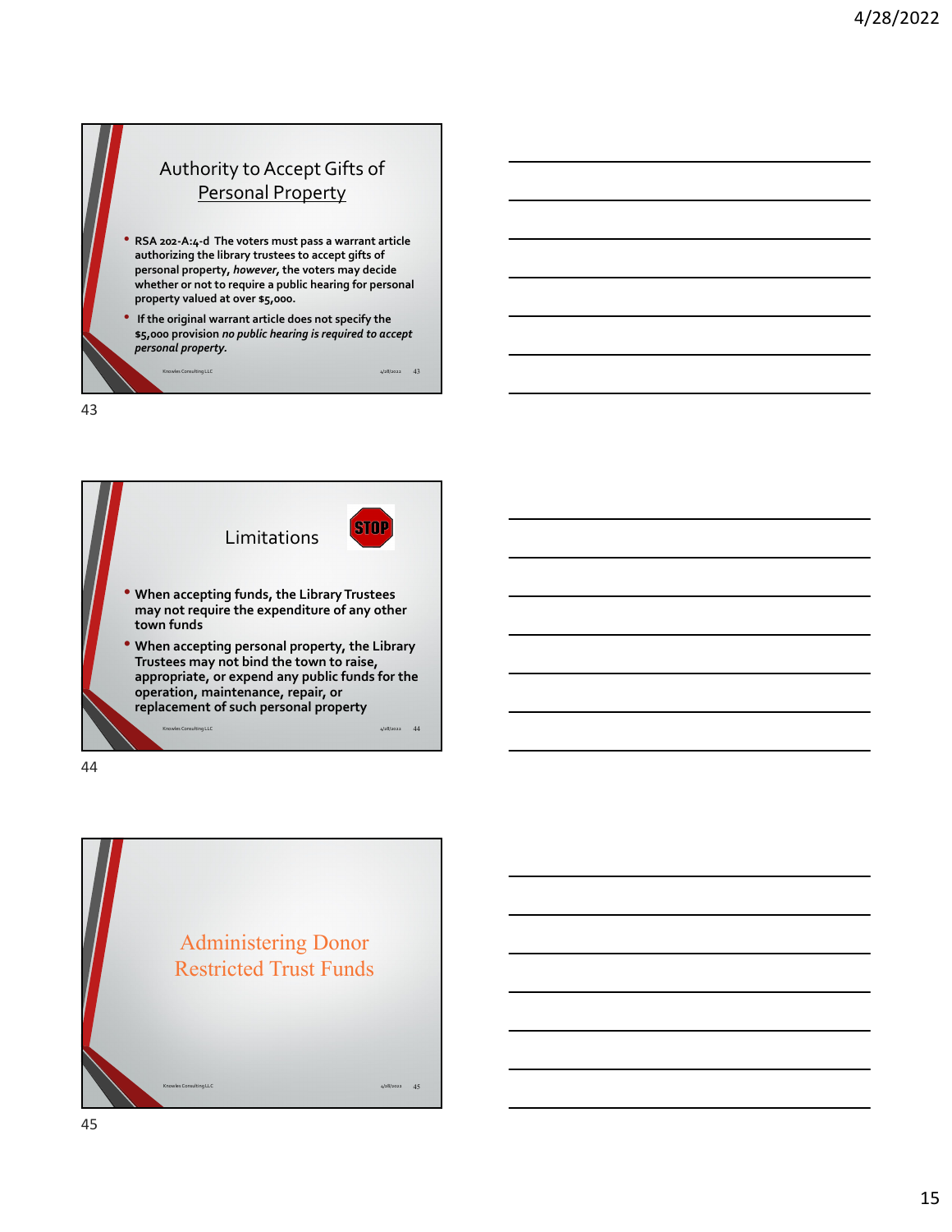## Authority to Accept Gifts of Personal Property

- **RSA 202-A:4-d The voters must pass a warrant article authorizing the library trustees to accept gifts of personal property, *however,* the voters may decide whether or not to require a public hearing for personal property valued at over $5,000.**
- **If the original warrant article does not specify the $5,000 provision *no public hearing is required to accept personal property.***

## Limitations

STOP

- **When accepting funds, the Library Trustees may not require the expenditure of any other town funds**
- **When accepting personal property, the Library Trustees may not bind the town to raise, appropriate, or expend any public funds for the operation, maintenance, repair, or replacement of such personal property**

## Administering Donor Restricted Trust Funds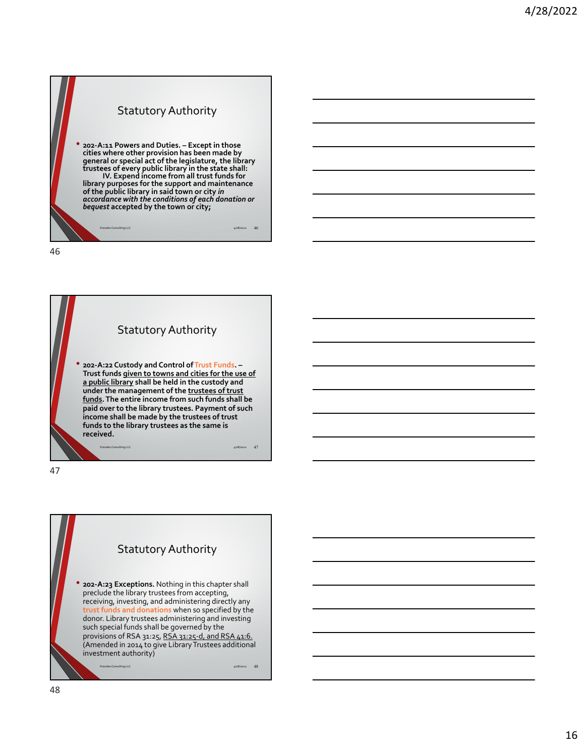## Statistical Authority

- **202-A:11 Powers and Duties. – Except in those cities where other provision has been made by general or special act of the legislature, the library trustees of every public library in the state shall:**
  **IV. Expend income from all trust funds for library purposes for the support and maintenance of the public library in said town or city *in accordance with the conditions of each donation or bequest* accepted by the town or city;**

## Statutory Authority

- **202-A:22 Custody and Control of Trust Funds. – Trust funds given to towns and cities for the use of a public library shall be held in the custody and under the management of the trustees of trust funds. The entire income from such funds shall be paid over to the library trustees. Payment of such income shall be made by the trustees of trust funds to the library trustees as the same is received.**

## Statutory Authority

- **202-A:23 Exceptions.** Nothing in this chapter shall preclude the library trustees from accepting, receiving, investing, and administering directly any trust funds and donations when so specified by the donor. Library trustees administering and investing such special funds shall be governed by the provisions of RSA 31:25, RSA 31:25-d, and RSA 41:6. (Amended in 2014 to give Library Trustees additional investment authority)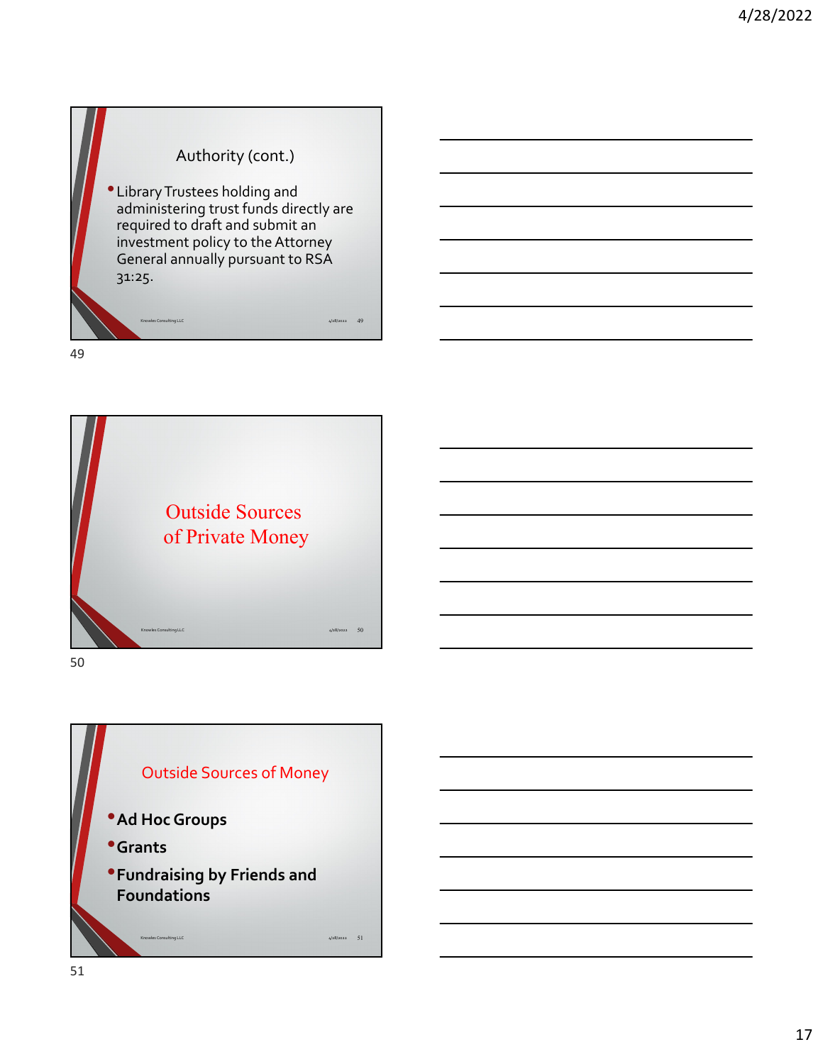## Authority (cont.)

- Library Trustees holding and administering trust funds directly are required to draft and submit an investment policy to the Attorney General annually pursuant to RSA 31:25.

## Outside Sources of Private Money

## Outside Sources of Money

- **Ad Hoc Groups**
- **Grants**
- **Fundraising by Friends and Foundations**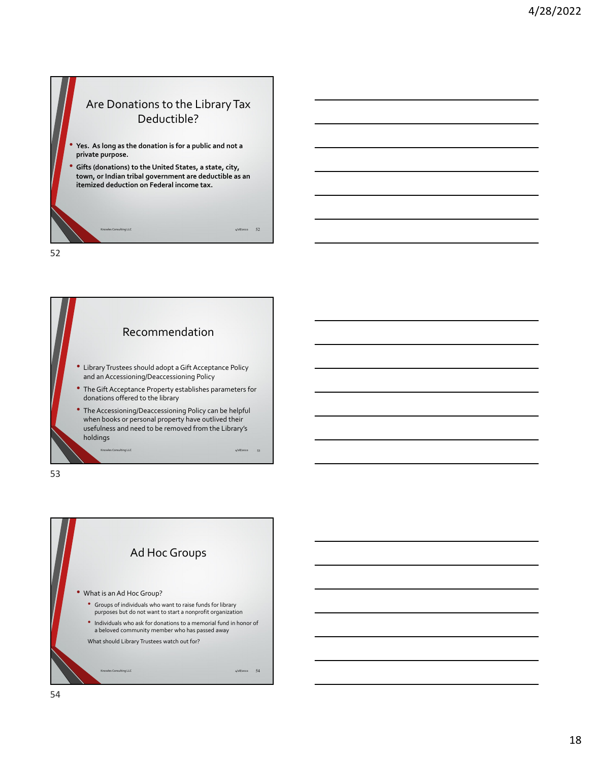## Are Donations to the Library Tax Deductible?

- **Yes. As long as the donation is for a public and not a private purpose.**
- **Gifts (donations) to the United States, a state, city, town, or Indian tribal government are deductible as an itemized deduction on Federal income tax.**

## Recommendation

- Library Trustees should adopt a Gift Acceptance Policy and an Accessioning/Deaccessioning Policy
- The Gift Acceptance Property establishes parameters for donations offered to the library
- The Accessioning/Deaccessioning Policy can be helpful when books or personal property have outlived their usefulness and need to be removed from the Library's holdings

## Ad Hoc Groups

- What is an Ad Hoc Group?
  - Groups of individuals who want to raise funds for library purposes but do not want to start a nonprofit organization
  - Individuals who ask for donations to a memorial fund in honor of a beloved community member who has passed away

  What should Library Trustees watch out for?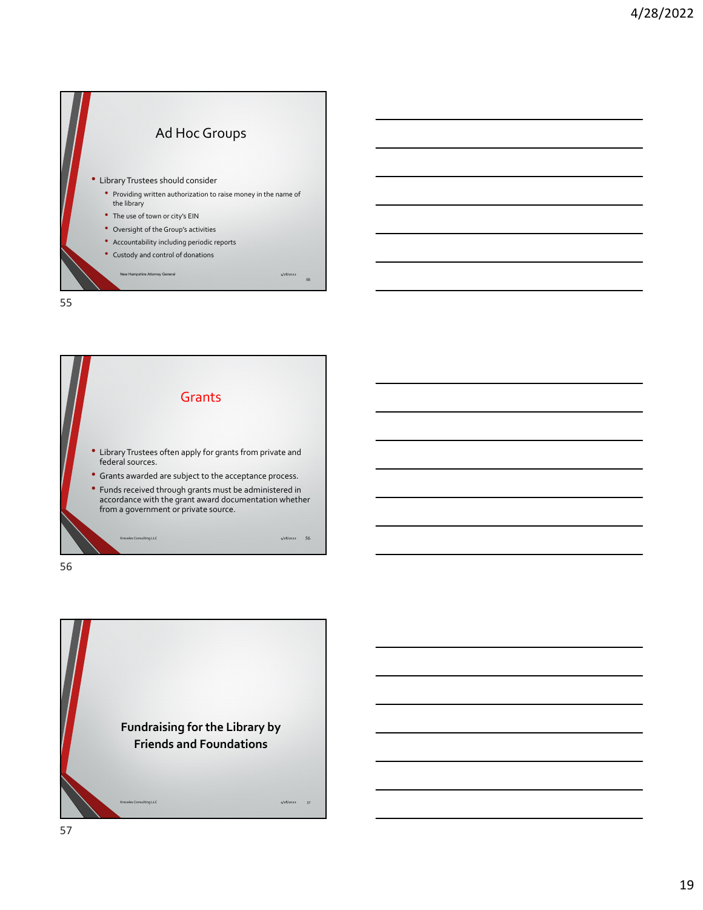## Ad Hoc Groups

- Library Trustees should consider
  - Providing written authorization to raise money in the name of the library
  - The use of town or city's EIN
  - Oversight of the Group's activities
  - Accountability including periodic reports
  - Custody and control of donations

New Hampshire Attorney General

## Grants

- Library Trustees often apply for grants from private and federal sources.
- Grants awarded are subject to the acceptance process.
- Funds received through grants must be administered in accordance with the grant award documentation whether from a government or private source.

Knowles Consulting LLC

## Fundraising for the Library by Friends and Foundations

Knowles Consulting LLC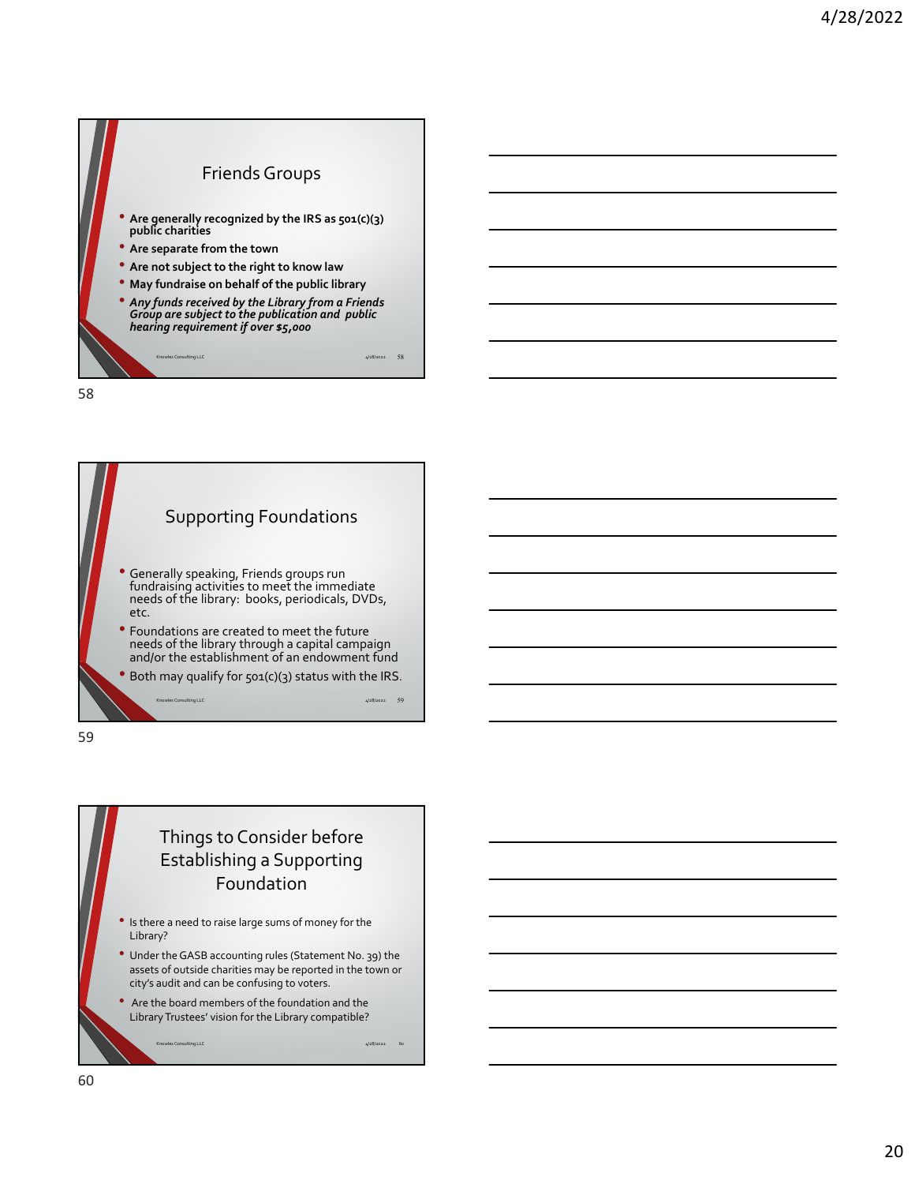## Friends Groups

- **Are generally recognized by the IRS as 501(c)(3) public charities**
- **Are separate from the town**
- **Are not subject to the right to know law**
- **May fundraise on behalf of the public library**
- ***Any funds received by the Library from a Friends Group are subject to the publication and public hearing requirement if over $5,000***

## Supporting Foundations

- Generally speaking, Friends groups run fundraising activities to meet the immediate needs of the library: books, periodicals, DVDs, etc.
- Foundations are created to meet the future needs of the library through a capital campaign and/or the establishment of an endowment fund
- Both may qualify for 501(c)(3) status with the IRS.

## Things to Consider before Establishing a Supporting Foundation

- Is there a need to raise large sums of money for the Library?
- Under the GASB accounting rules (Statement No. 39) the assets of outside charities may be reported in the town or city's audit and can be confusing to voters.
- Are the board members of the foundation and the Library Trustees' vision for the Library compatible?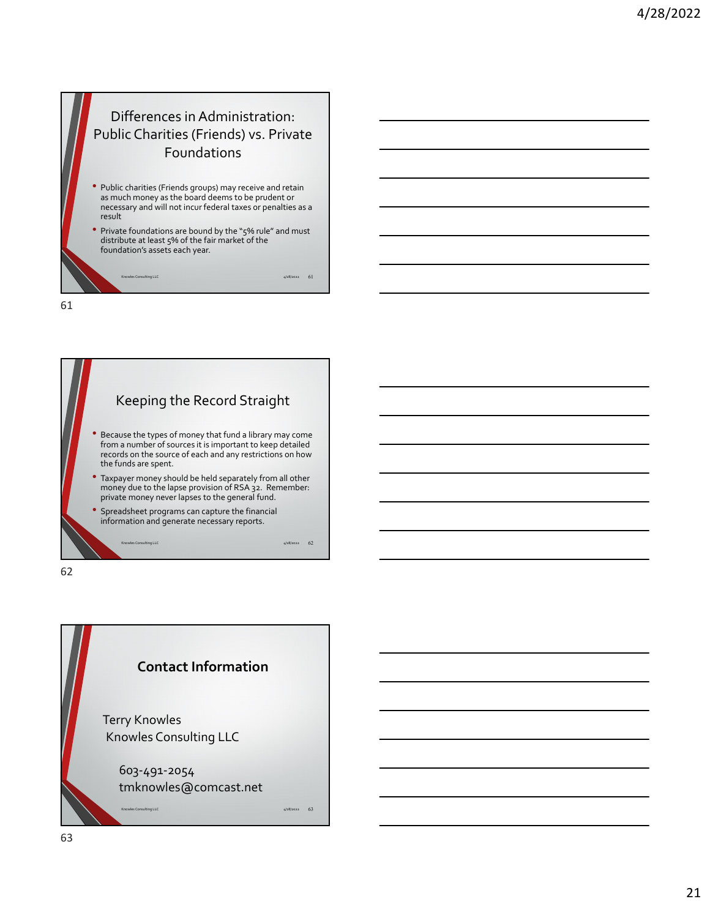## Differences in Administration: Public Charities (Friends) vs. Private Foundations

- Public charities (Friends groups) may receive and retain as much money as the board deems to be prudent or necessary and will not incur federal taxes or penalties as a result
- Private foundations are bound by the "5% rule" and must distribute at least 5% of the fair market of the foundation's assets each year.

## Keeping the Record Straight

- Because the types of money that fund a library may come from a number of sources it is important to keep detailed records on the source of each and any restrictions on how the funds are spent.
- Taxpayer money should be held separately from all other money due to the lapse provision of RSA 32. Remember: private money never lapses to the general fund.
- Spreadsheet programs can capture the financial information and generate necessary reports.

## Contact Information

Terry Knowles
Knowles Consulting LLC

603-491-2054
tmknowles@comcast.net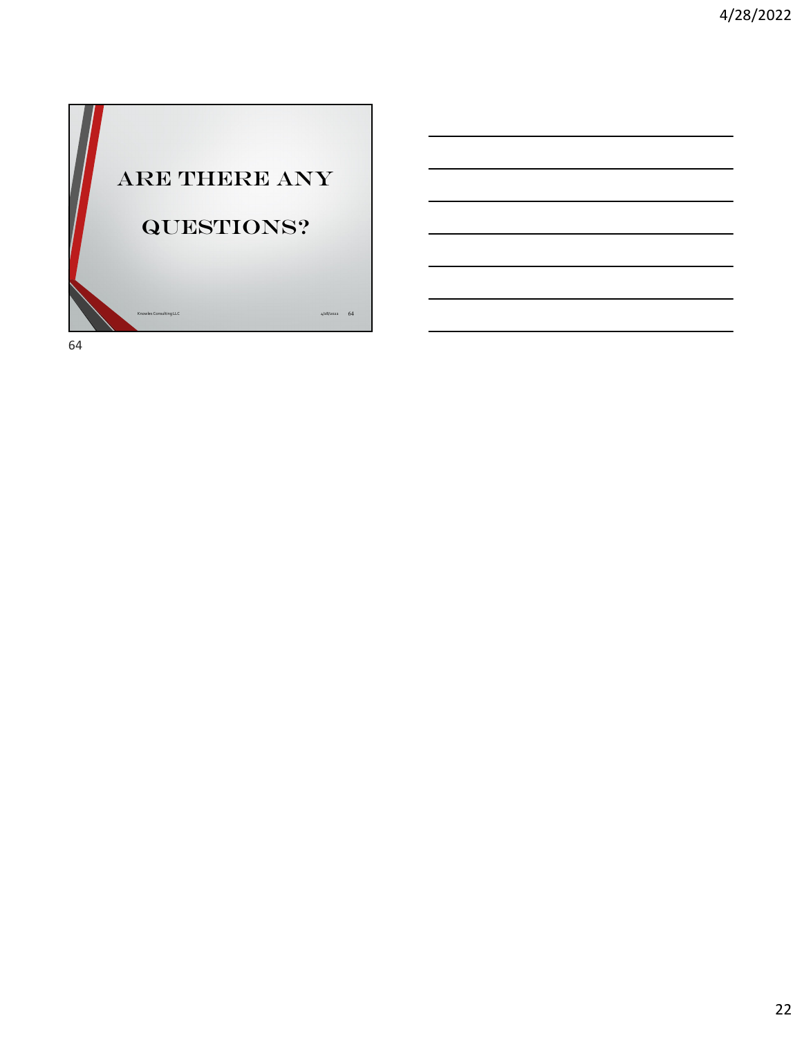# Are there any questions?

Knowles Consulting LLC